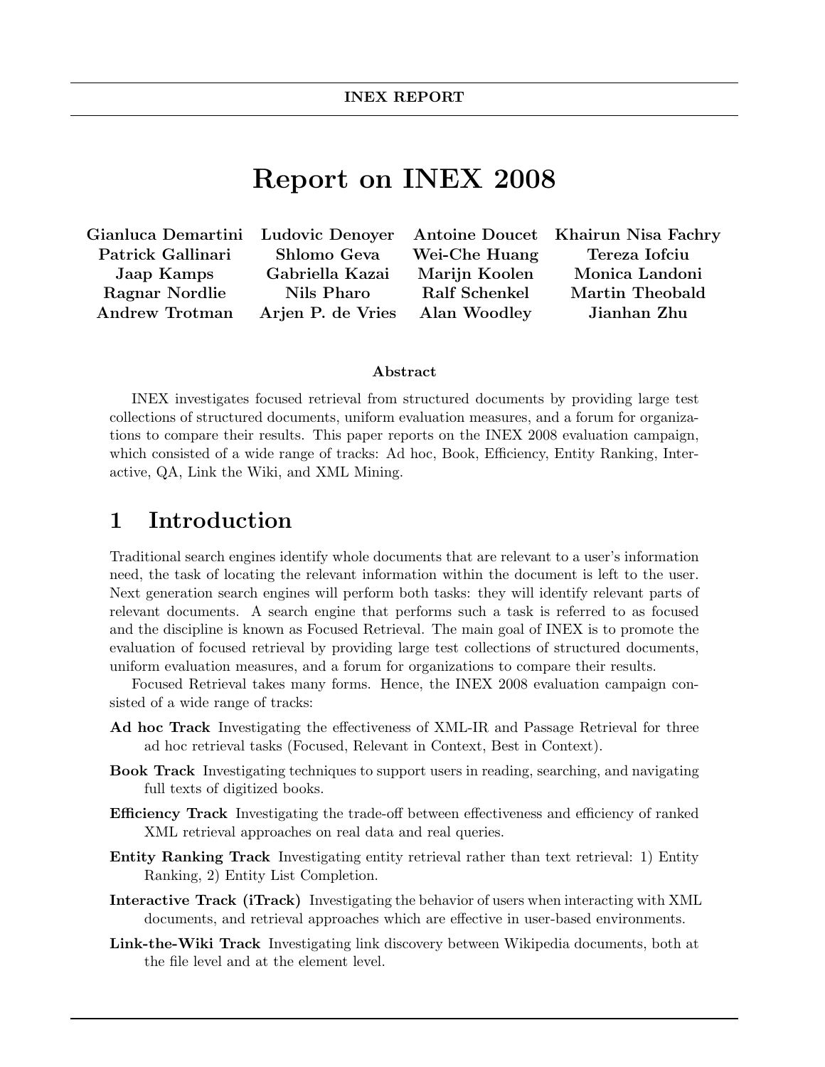INEX REPORT

# Report on INEX 2008

**Gianluca Demartini**, **Ludovic Denoyer**, **Antoine Doucet**, **Khairun Nisa Fachry**, **Patrick Gallinari**, **Shlomo Geva**, **Wei-Che Huang**, **Tereza Iofciu**, **Jaap Kamps**, **Gabriella Kazai**, **Marijn Koolen**, **Monica Landoni**, **Ragnar Nordlie**, **Nils Pharo**, **Ralf Schenkel**, **Martin Theobald**, **Andrew Trotman**, **Arjen P. de Vries**, **Alan Woodley**, **Jianhan Zhu**

### Abstract

INEX investigates focused retrieval from structured documents by providing large test collections of structured documents, uniform evaluation measures, and a forum for organizations to compare their results. This paper reports on the INEX 2008 evaluation campaign, which consisted of a wide range of tracks: Ad hoc, Book, Efficiency, Entity Ranking, Interactive, QA, Link the Wiki, and XML Mining.

## 1 Introduction

Traditional search engines identify whole documents that are relevant to a user's information need, the task of locating the relevant information within the document is left to the user. Next generation search engines will perform both tasks: they will identify relevant parts of relevant documents. A search engine that performs such a task is referred to as focused and the discipline is known as Focused Retrieval. The main goal of INEX is to promote the evaluation of focused retrieval by providing large test collections of structured documents, uniform evaluation measures, and a forum for organizations to compare their results.

Focused Retrieval takes many forms. Hence, the INEX 2008 evaluation campaign consisted of a wide range of tracks:

**Ad hoc Track** Investigating the effectiveness of XML-IR and Passage Retrieval for three ad hoc retrieval tasks (Focused, Relevant in Context, Best in Context).

**Book Track** Investigating techniques to support users in reading, searching, and navigating full texts of digitized books.

**Efficiency Track** Investigating the trade-off between effectiveness and efficiency of ranked XML retrieval approaches on real data and real queries.

**Entity Ranking Track** Investigating entity retrieval rather than text retrieval: 1) Entity Ranking, 2) Entity List Completion.

**Interactive Track (iTrack)** Investigating the behavior of users when interacting with XML documents, and retrieval approaches which are effective in user-based environments.

**Link-the-Wiki Track** Investigating link discovery between Wikipedia documents, both at the file level and at the element level.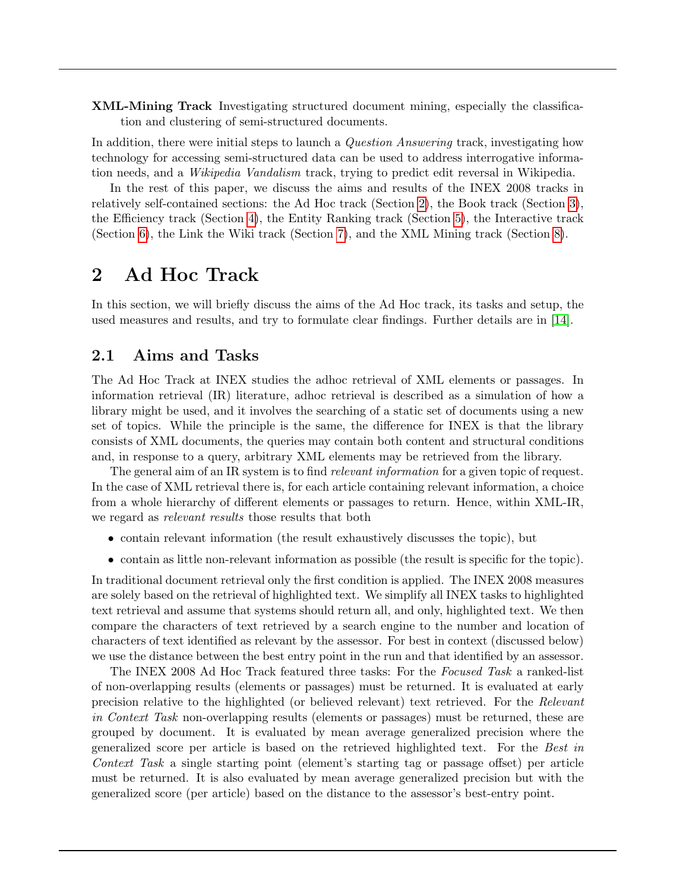**XML-Mining Track** Investigating structured document mining, especially the classification and clustering of semi-structured documents.

In addition, there were initial steps to launch a *Question Answering* track, investigating how technology for accessing semi-structured data can be used to address interrogative information needs, and a *Wikipedia Vandalism* track, trying to predict edit reversal in Wikipedia.

In the rest of this paper, we discuss the aims and results of the INEX 2008 tracks in relatively self-contained sections: the Ad Hoc track (Section 2), the Book track (Section 3), the Efficiency track (Section 4), the Entity Ranking track (Section 5), the Interactive track (Section 6), the Link the Wiki track (Section 7), and the XML Mining track (Section 8).

# 2 Ad Hoc Track

In this section, we will briefly discuss the aims of the Ad Hoc track, its tasks and setup, the used measures and results, and try to formulate clear findings. Further details are in [14].

## 2.1 Aims and Tasks

The Ad Hoc Track at INEX studies the adhoc retrieval of XML elements or passages. In information retrieval (IR) literature, adhoc retrieval is described as a simulation of how a library might be used, and it involves the searching of a static set of documents using a new set of topics. While the principle is the same, the difference for INEX is that the library consists of XML documents, the queries may contain both content and structural conditions and, in response to a query, arbitrary XML elements may be retrieved from the library.

The general aim of an IR system is to find *relevant information* for a given topic of request. In the case of XML retrieval there is, for each article containing relevant information, a choice from a whole hierarchy of different elements or passages to return. Hence, within XML-IR, we regard as *relevant results* those results that both

- contain relevant information (the result exhaustively discusses the topic), but
- contain as little non-relevant information as possible (the result is specific for the topic).

In traditional document retrieval only the first condition is applied. The INEX 2008 measures are solely based on the retrieval of highlighted text. We simplify all INEX tasks to highlighted text retrieval and assume that systems should return all, and only, highlighted text. We then compare the characters of text retrieved by a search engine to the number and location of characters of text identified as relevant by the assessor. For best in context (discussed below) we use the distance between the best entry point in the run and that identified by an assessor.

The INEX 2008 Ad Hoc Track featured three tasks: For the *Focused Task* a ranked-list of non-overlapping results (elements or passages) must be returned. It is evaluated at early precision relative to the highlighted (or believed relevant) text retrieved. For the *Relevant in Context Task* non-overlapping results (elements or passages) must be returned, these are grouped by document. It is evaluated by mean average generalized precision where the generalized score per article is based on the retrieved highlighted text. For the *Best in Context Task* a single starting point (element's starting tag or passage offset) per article must be returned. It is also evaluated by mean average generalized precision but with the generalized score (per article) based on the distance to the assessor's best-entry point.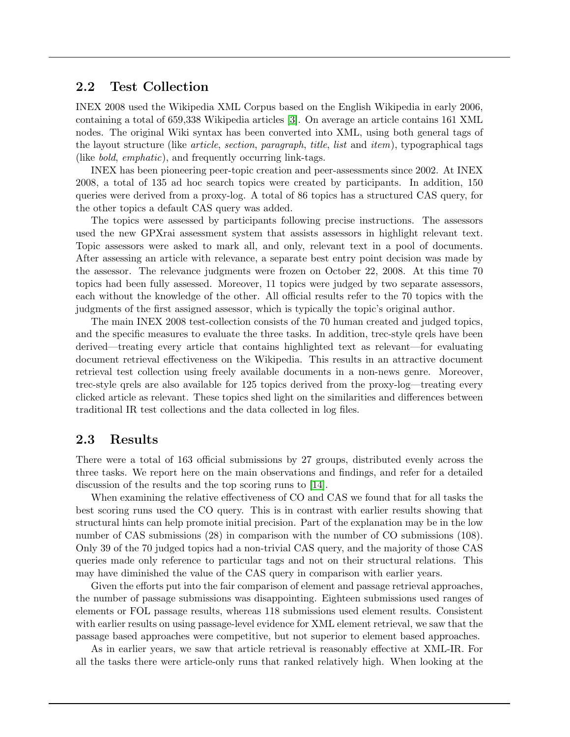## 2.2 Test Collection

INEX 2008 used the Wikipedia XML Corpus based on the English Wikipedia in early 2006, containing a total of 659,338 Wikipedia articles [3]. On average an article contains 161 XML nodes. The original Wiki syntax has been converted into XML, using both general tags of the layout structure (like *article*, *section*, *paragraph*, *title*, *list* and *item*), typographical tags (like *bold*, *emphatic*), and frequently occurring link-tags.

INEX has been pioneering peer-topic creation and peer-assessments since 2002. At INEX 2008, a total of 135 ad hoc search topics were created by participants. In addition, 150 queries were derived from a proxy-log. A total of 86 topics has a structured CAS query, for the other topics a default CAS query was added.

The topics were assessed by participants following precise instructions. The assessors used the new GPXrai assessment system that assists assessors in highlight relevant text. Topic assessors were asked to mark all, and only, relevant text in a pool of documents. After assessing an article with relevance, a separate best entry point decision was made by the assessor. The relevance judgments were frozen on October 22, 2008. At this time 70 topics had been fully assessed. Moreover, 11 topics were judged by two separate assessors, each without the knowledge of the other. All official results refer to the 70 topics with the judgments of the first assigned assessor, which is typically the topic's original author.

The main INEX 2008 test-collection consists of the 70 human created and judged topics, and the specific measures to evaluate the three tasks. In addition, trec-style qrels have been derived—treating every article that contains highlighted text as relevant—for evaluating document retrieval effectiveness on the Wikipedia. This results in an attractive document retrieval test collection using freely available documents in a non-news genre. Moreover, trec-style qrels are also available for 125 topics derived from the proxy-log—treating every clicked article as relevant. These topics shed light on the similarities and differences between traditional IR test collections and the data collected in log files.

## 2.3 Results

There were a total of 163 official submissions by 27 groups, distributed evenly across the three tasks. We report here on the main observations and findings, and refer for a detailed discussion of the results and the top scoring runs to [14].

When examining the relative effectiveness of CO and CAS we found that for all tasks the best scoring runs used the CO query. This is in contrast with earlier results showing that structural hints can help promote initial precision. Part of the explanation may be in the low number of CAS submissions (28) in comparison with the number of CO submissions (108). Only 39 of the 70 judged topics had a non-trivial CAS query, and the majority of those CAS queries made only reference to particular tags and not on their structural relations. This may have diminished the value of the CAS query in comparison with earlier years.

Given the efforts put into the fair comparison of element and passage retrieval approaches, the number of passage submissions was disappointing. Eighteen submissions used ranges of elements or FOL passage results, whereas 118 submissions used element results. Consistent with earlier results on using passage-level evidence for XML element retrieval, we saw that the passage based approaches were competitive, but not superior to element based approaches.

As in earlier years, we saw that article retrieval is reasonably effective at XML-IR. For all the tasks there were article-only runs that ranked relatively high. When looking at the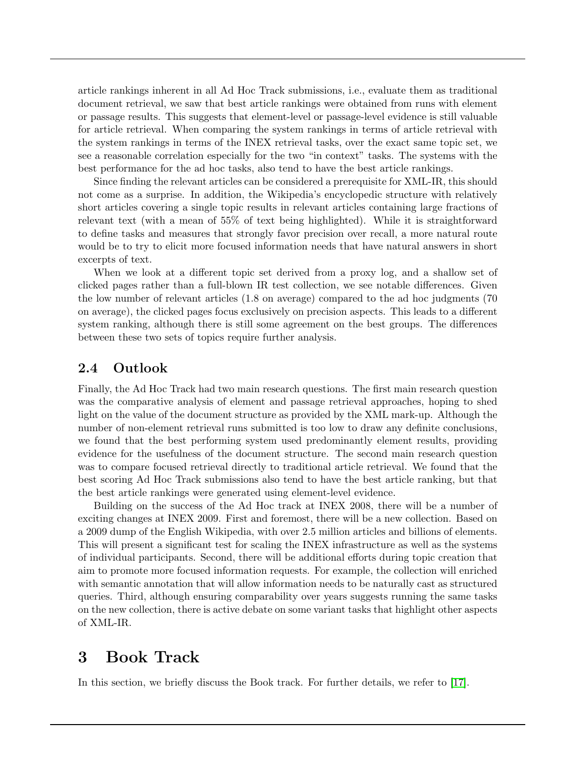article rankings inherent in all Ad Hoc Track submissions, i.e., evaluate them as traditional document retrieval, we saw that best article rankings were obtained from runs with element or passage results. This suggests that element-level or passage-level evidence is still valuable for article retrieval. When comparing the system rankings in terms of article retrieval with the system rankings in terms of the INEX retrieval tasks, over the exact same topic set, we see a reasonable correlation especially for the two "in context" tasks. The systems with the best performance for the ad hoc tasks, also tend to have the best article rankings.

Since finding the relevant articles can be considered a prerequisite for XML-IR, this should not come as a surprise. In addition, the Wikipedia's encyclopedic structure with relatively short articles covering a single topic results in relevant articles containing large fractions of relevant text (with a mean of 55% of text being highlighted). While it is straightforward to define tasks and measures that strongly favor precision over recall, a more natural route would be to try to elicit more focused information needs that have natural answers in short excerpts of text.

When we look at a different topic set derived from a proxy log, and a shallow set of clicked pages rather than a full-blown IR test collection, we see notable differences. Given the low number of relevant articles (1.8 on average) compared to the ad hoc judgments (70 on average), the clicked pages focus exclusively on precision aspects. This leads to a different system ranking, although there is still some agreement on the best groups. The differences between these two sets of topics require further analysis.

## 2.4 Outlook

Finally, the Ad Hoc Track had two main research questions. The first main research question was the comparative analysis of element and passage retrieval approaches, hoping to shed light on the value of the document structure as provided by the XML mark-up. Although the number of non-element retrieval runs submitted is too low to draw any definite conclusions, we found that the best performing system used predominantly element results, providing evidence for the usefulness of the document structure. The second main research question was to compare focused retrieval directly to traditional article retrieval. We found that the best scoring Ad Hoc Track submissions also tend to have the best article ranking, but that the best article rankings were generated using element-level evidence.

Building on the success of the Ad Hoc track at INEX 2008, there will be a number of exciting changes at INEX 2009. First and foremost, there will be a new collection. Based on a 2009 dump of the English Wikipedia, with over 2.5 million articles and billions of elements. This will present a significant test for scaling the INEX infrastructure as well as the systems of individual participants. Second, there will be additional efforts during topic creation that aim to promote more focused information requests. For example, the collection will enriched with semantic annotation that will allow information needs to be naturally cast as structured queries. Third, although ensuring comparability over years suggests running the same tasks on the new collection, there is active debate on some variant tasks that highlight other aspects of XML-IR.

# 3 Book Track

In this section, we briefly discuss the Book track. For further details, we refer to [17].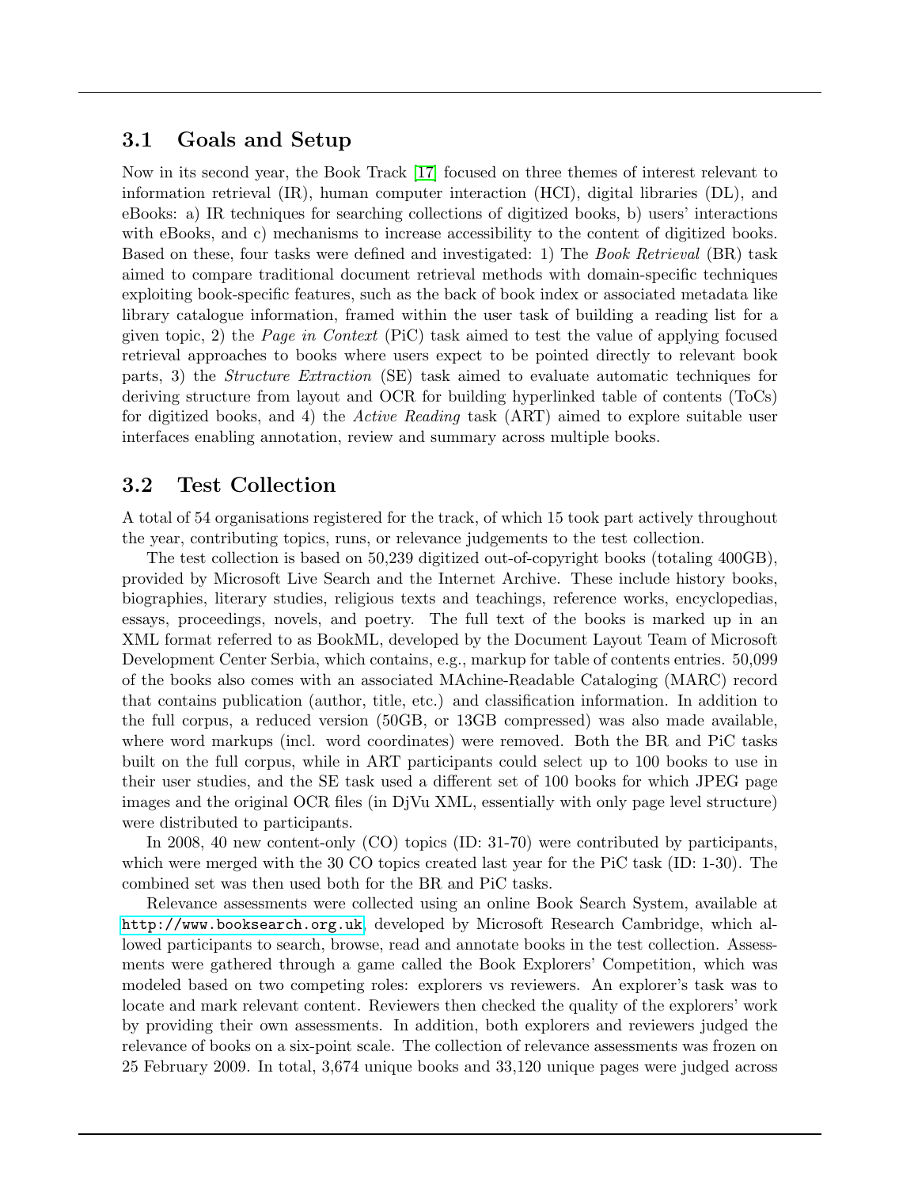### 3.1 Goals and Setup

Now in its second year, the Book Track [17] focused on three themes of interest relevant to information retrieval (IR), human computer interaction (HCI), digital libraries (DL), and eBooks: a) IR techniques for searching collections of digitized books, b) users' interactions with eBooks, and c) mechanisms to increase accessibility to the content of digitized books. Based on these, four tasks were defined and investigated: 1) The *Book Retrieval* (BR) task aimed to compare traditional document retrieval methods with domain-specific techniques exploiting book-specific features, such as the back of book index or associated metadata like library catalogue information, framed within the user task of building a reading list for a given topic, 2) the *Page in Context* (PiC) task aimed to test the value of applying focused retrieval approaches to books where users expect to be pointed directly to relevant book parts, 3) the *Structure Extraction* (SE) task aimed to evaluate automatic techniques for deriving structure from layout and OCR for building hyperlinked table of contents (ToCs) for digitized books, and 4) the *Active Reading* task (ART) aimed to explore suitable user interfaces enabling annotation, review and summary across multiple books.

### 3.2 Test Collection

A total of 54 organisations registered for the track, of which 15 took part actively throughout the year, contributing topics, runs, or relevance judgements to the test collection.

The test collection is based on 50,239 digitized out-of-copyright books (totaling 400GB), provided by Microsoft Live Search and the Internet Archive. These include history books, biographies, literary studies, religious texts and teachings, reference works, encyclopedias, essays, proceedings, novels, and poetry. The full text of the books is marked up in an XML format referred to as BookML, developed by the Document Layout Team of Microsoft Development Center Serbia, which contains, e.g., markup for table of contents entries. 50,099 of the books also comes with an associated MAchine-Readable Cataloging (MARC) record that contains publication (author, title, etc.) and classification information. In addition to the full corpus, a reduced version (50GB, or 13GB compressed) was also made available, where word markups (incl. word coordinates) were removed. Both the BR and PiC tasks built on the full corpus, while in ART participants could select up to 100 books to use in their user studies, and the SE task used a different set of 100 books for which JPEG page images and the original OCR files (in DjVu XML, essentially with only page level structure) were distributed to participants.

In 2008, 40 new content-only (CO) topics (ID: 31-70) were contributed by participants, which were merged with the 30 CO topics created last year for the PiC task (ID: 1-30). The combined set was then used both for the BR and PiC tasks.

Relevance assessments were collected using an online Book Search System, available at http://www.booksearch.org.uk, developed by Microsoft Research Cambridge, which allowed participants to search, browse, read and annotate books in the test collection. Assessments were gathered through a game called the Book Explorers' Competition, which was modeled based on two competing roles: explorers vs reviewers. An explorer's task was to locate and mark relevant content. Reviewers then checked the quality of the explorers' work by providing their own assessments. In addition, both explorers and reviewers judged the relevance of books on a six-point scale. The collection of relevance assessments was frozen on 25 February 2009. In total, 3,674 unique books and 33,120 unique pages were judged across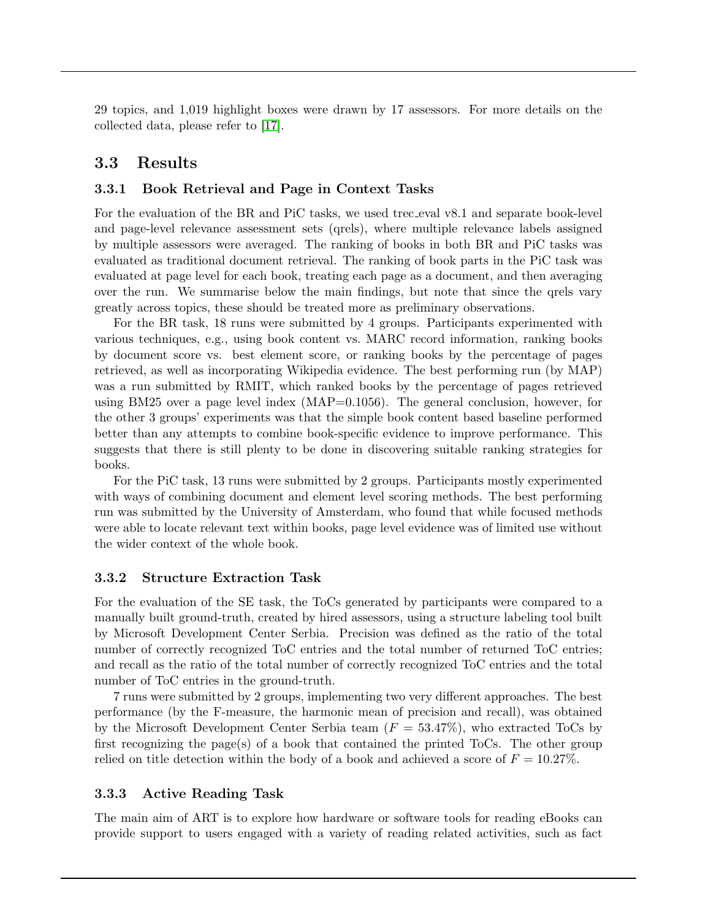29 topics, and 1,019 highlight boxes were drawn by 17 assessors. For more details on the collected data, please refer to [17].

## 3.3 Results

### 3.3.1 Book Retrieval and Page in Context Tasks

For the evaluation of the BR and PiC tasks, we used trec_eval v8.1 and separate book-level and page-level relevance assessment sets (qrels), where multiple relevance labels assigned by multiple assessors were averaged. The ranking of books in both BR and PiC tasks was evaluated as traditional document retrieval. The ranking of book parts in the PiC task was evaluated at page level for each book, treating each page as a document, and then averaging over the run. We summarise below the main findings, but note that since the qrels vary greatly across topics, these should be treated more as preliminary observations.

For the BR task, 18 runs were submitted by 4 groups. Participants experimented with various techniques, e.g., using book content vs. MARC record information, ranking books by document score vs. best element score, or ranking books by the percentage of pages retrieved, as well as incorporating Wikipedia evidence. The best performing run (by MAP) was a run submitted by RMIT, which ranked books by the percentage of pages retrieved using BM25 over a page level index (MAP=0.1056). The general conclusion, however, for the other 3 groups' experiments was that the simple book content based baseline performed better than any attempts to combine book-specific evidence to improve performance. This suggests that there is still plenty to be done in discovering suitable ranking strategies for books.

For the PiC task, 13 runs were submitted by 2 groups. Participants mostly experimented with ways of combining document and element level scoring methods. The best performing run was submitted by the University of Amsterdam, who found that while focused methods were able to locate relevant text within books, page level evidence was of limited use without the wider context of the whole book.

### 3.3.2 Structure Extraction Task

For the evaluation of the SE task, the ToCs generated by participants were compared to a manually built ground-truth, created by hired assessors, using a structure labeling tool built by Microsoft Development Center Serbia. Precision was defined as the ratio of the total number of correctly recognized ToC entries and the total number of returned ToC entries; and recall as the ratio of the total number of correctly recognized ToC entries and the total number of ToC entries in the ground-truth.

7 runs were submitted by 2 groups, implementing two very different approaches. The best performance (by the F-measure, the harmonic mean of precision and recall), was obtained by the Microsoft Development Center Serbia team ($F = 53.47\%$), who extracted ToCs by first recognizing the page(s) of a book that contained the printed ToCs. The other group relied on title detection within the body of a book and achieved a score of $F = 10.27\%$.

### 3.3.3 Active Reading Task

The main aim of ART is to explore how hardware or software tools for reading eBooks can provide support to users engaged with a variety of reading related activities, such as fact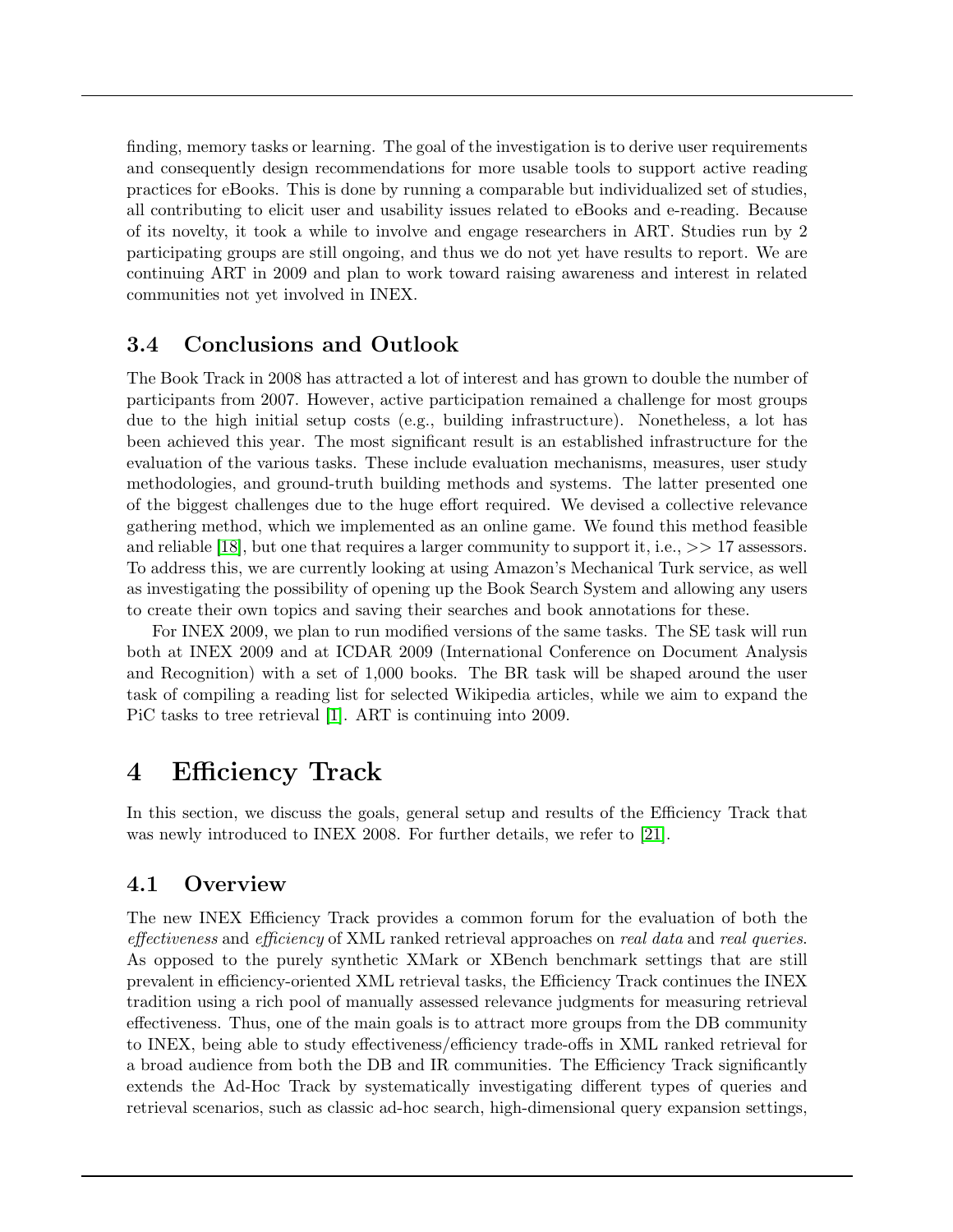finding, memory tasks or learning. The goal of the investigation is to derive user requirements and consequently design recommendations for more usable tools to support active reading practices for eBooks. This is done by running a comparable but individualized set of studies, all contributing to elicit user and usability issues related to eBooks and e-reading. Because of its novelty, it took a while to involve and engage researchers in ART. Studies run by 2 participating groups are still ongoing, and thus we do not yet have results to report. We are continuing ART in 2009 and plan to work toward raising awareness and interest in related communities not yet involved in INEX.

### 3.4 Conclusions and Outlook

The Book Track in 2008 has attracted a lot of interest and has grown to double the number of participants from 2007. However, active participation remained a challenge for most groups due to the high initial setup costs (e.g., building infrastructure). Nonetheless, a lot has been achieved this year. The most significant result is an established infrastructure for the evaluation of the various tasks. These include evaluation mechanisms, measures, user study methodologies, and ground-truth building methods and systems. The latter presented one of the biggest challenges due to the huge effort required. We devised a collective relevance gathering method, which we implemented as an online game. We found this method feasible and reliable [18], but one that requires a larger community to support it, i.e., >> 17 assessors. To address this, we are currently looking at using Amazon's Mechanical Turk service, as well as investigating the possibility of opening up the Book Search System and allowing any users to create their own topics and saving their searches and book annotations for these.

For INEX 2009, we plan to run modified versions of the same tasks. The SE task will run both at INEX 2009 and at ICDAR 2009 (International Conference on Document Analysis and Recognition) with a set of 1,000 books. The BR task will be shaped around the user task of compiling a reading list for selected Wikipedia articles, while we aim to expand the PiC tasks to tree retrieval [1]. ART is continuing into 2009.

## 4 Efficiency Track

In this section, we discuss the goals, general setup and results of the Efficiency Track that was newly introduced to INEX 2008. For further details, we refer to [21].

### 4.1 Overview

The new INEX Efficiency Track provides a common forum for the evaluation of both the *effectiveness* and *efficiency* of XML ranked retrieval approaches on *real data* and *real queries*. As opposed to the purely synthetic XMark or XBench benchmark settings that are still prevalent in efficiency-oriented XML retrieval tasks, the Efficiency Track continues the INEX tradition using a rich pool of manually assessed relevance judgments for measuring retrieval effectiveness. Thus, one of the main goals is to attract more groups from the DB community to INEX, being able to study effectiveness/efficiency trade-offs in XML ranked retrieval for a broad audience from both the DB and IR communities. The Efficiency Track significantly extends the Ad-Hoc Track by systematically investigating different types of queries and retrieval scenarios, such as classic ad-hoc search, high-dimensional query expansion settings,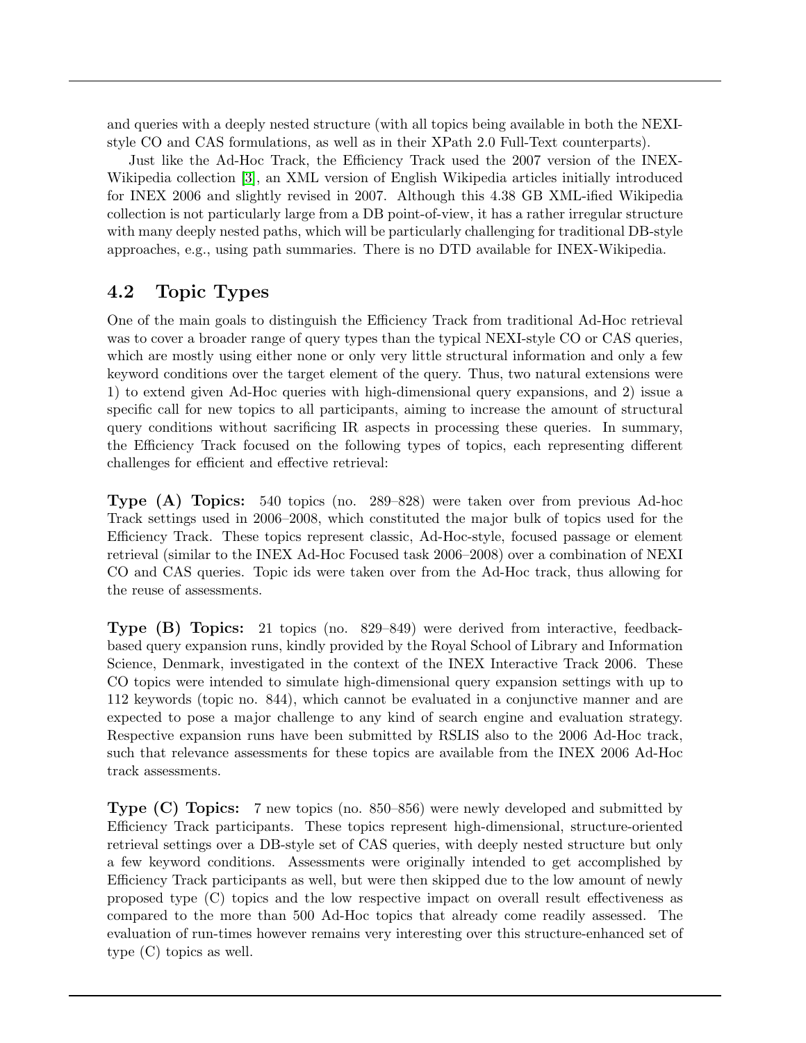and queries with a deeply nested structure (with all topics being available in both the NEXI-style CO and CAS formulations, as well as in their XPath 2.0 Full-Text counterparts).

Just like the Ad-Hoc Track, the Efficiency Track used the 2007 version of the INEX-Wikipedia collection [3], an XML version of English Wikipedia articles initially introduced for INEX 2006 and slightly revised in 2007. Although this 4.38 GB XML-ified Wikipedia collection is not particularly large from a DB point-of-view, it has a rather irregular structure with many deeply nested paths, which will be particularly challenging for traditional DB-style approaches, e.g., using path summaries. There is no DTD available for INEX-Wikipedia.

## 4.2 Topic Types

One of the main goals to distinguish the Efficiency Track from traditional Ad-Hoc retrieval was to cover a broader range of query types than the typical NEXI-style CO or CAS queries, which are mostly using either none or only very little structural information and only a few keyword conditions over the target element of the query. Thus, two natural extensions were 1) to extend given Ad-Hoc queries with high-dimensional query expansions, and 2) issue a specific call for new topics to all participants, aiming to increase the amount of structural query conditions without sacrificing IR aspects in processing these queries. In summary, the Efficiency Track focused on the following types of topics, each representing different challenges for efficient and effective retrieval:

**Type (A) Topics:** 540 topics (no. 289–828) were taken over from previous Ad-hoc Track settings used in 2006–2008, which constituted the major bulk of topics used for the Efficiency Track. These topics represent classic, Ad-Hoc-style, focused passage or element retrieval (similar to the INEX Ad-Hoc Focused task 2006–2008) over a combination of NEXI CO and CAS queries. Topic ids were taken over from the Ad-Hoc track, thus allowing for the reuse of assessments.

**Type (B) Topics:** 21 topics (no. 829–849) were derived from interactive, feedback-based query expansion runs, kindly provided by the Royal School of Library and Information Science, Denmark, investigated in the context of the INEX Interactive Track 2006. These CO topics were intended to simulate high-dimensional query expansion settings with up to 112 keywords (topic no. 844), which cannot be evaluated in a conjunctive manner and are expected to pose a major challenge to any kind of search engine and evaluation strategy. Respective expansion runs have been submitted by RSLIS also to the 2006 Ad-Hoc track, such that relevance assessments for these topics are available from the INEX 2006 Ad-Hoc track assessments.

**Type (C) Topics:** 7 new topics (no. 850–856) were newly developed and submitted by Efficiency Track participants. These topics represent high-dimensional, structure-oriented retrieval settings over a DB-style set of CAS queries, with deeply nested structure but only a few keyword conditions. Assessments were originally intended to get accomplished by Efficiency Track participants as well, but were then skipped due to the low amount of newly proposed type (C) topics and the low respective impact on overall result effectiveness as compared to the more than 500 Ad-Hoc topics that already come readily assessed. The evaluation of run-times however remains very interesting over this structure-enhanced set of type (C) topics as well.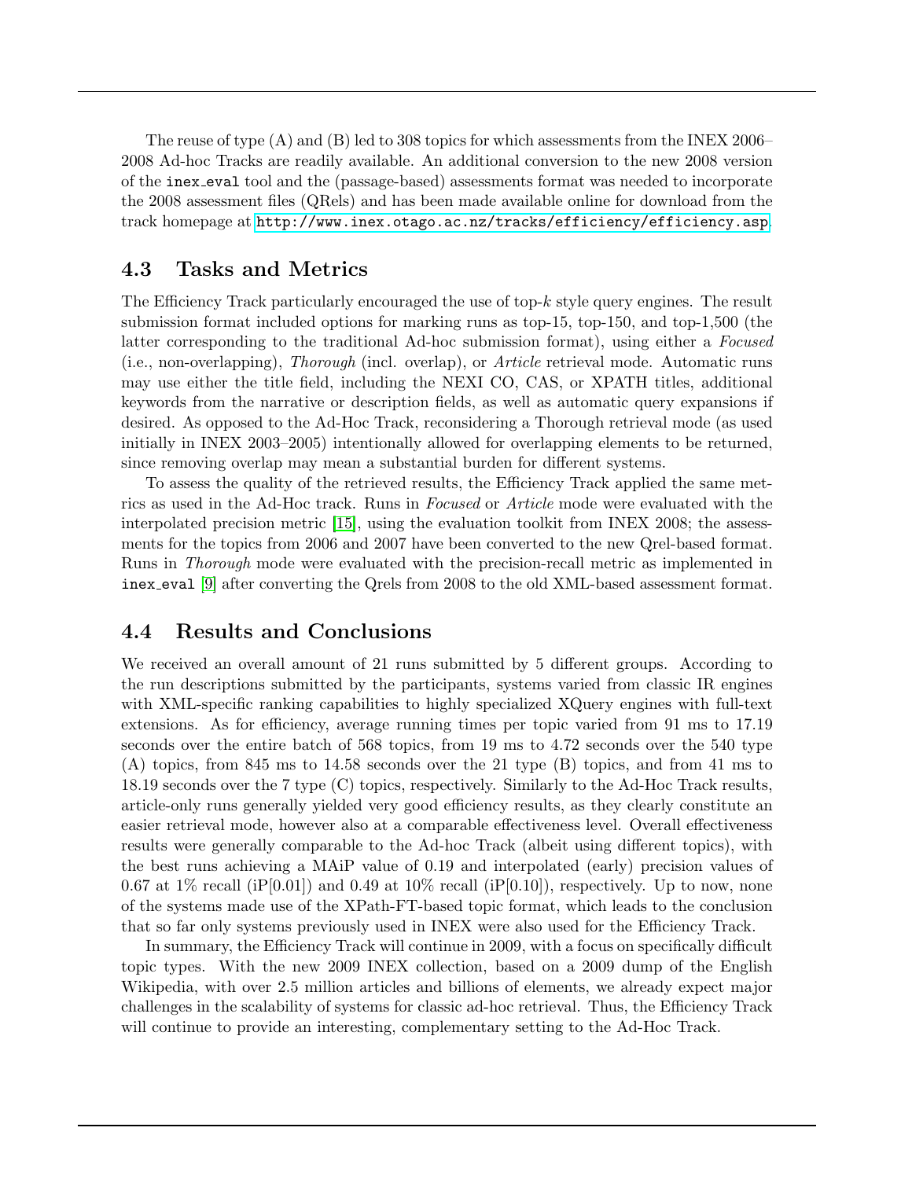The reuse of type (A) and (B) led to 308 topics for which assessments from the INEX 2006–2008 Ad-hoc Tracks are readily available. An additional conversion to the new 2008 version of the `inex_eval` tool and the (passage-based) assessments format was needed to incorporate the 2008 assessment files (QRels) and has been made available online for download from the track homepage at http://www.inex.otago.ac.nz/tracks/efficiency/efficiency.asp.

## 4.3 Tasks and Metrics

The Efficiency Track particularly encouraged the use of top-$k$ style query engines. The result submission format included options for marking runs as top-15, top-150, and top-1,500 (the latter corresponding to the traditional Ad-hoc submission format), using either a *Focused* (i.e., non-overlapping), *Thorough* (incl. overlap), or *Article* retrieval mode. Automatic runs may use either the title field, including the NEXI CO, CAS, or XPATH titles, additional keywords from the narrative or description fields, as well as automatic query expansions if desired. As opposed to the Ad-Hoc Track, reconsidering a Thorough retrieval mode (as used initially in INEX 2003–2005) intentionally allowed for overlapping elements to be returned, since removing overlap may mean a substantial burden for different systems.

To assess the quality of the retrieved results, the Efficiency Track applied the same metrics as used in the Ad-Hoc track. Runs in *Focused* or *Article* mode were evaluated with the interpolated precision metric [15], using the evaluation toolkit from INEX 2008; the assessments for the topics from 2006 and 2007 have been converted to the new Qrel-based format. Runs in *Thorough* mode were evaluated with the precision-recall metric as implemented in `inex_eval` [9] after converting the Qrels from 2008 to the old XML-based assessment format.

## 4.4 Results and Conclusions

We received an overall amount of 21 runs submitted by 5 different groups. According to the run descriptions submitted by the participants, systems varied from classic IR engines with XML-specific ranking capabilities to highly specialized XQuery engines with full-text extensions. As for efficiency, average running times per topic varied from 91 ms to 17.19 seconds over the entire batch of 568 topics, from 19 ms to 4.72 seconds over the 540 type (A) topics, from 845 ms to 14.58 seconds over the 21 type (B) topics, and from 41 ms to 18.19 seconds over the 7 type (C) topics, respectively. Similarly to the Ad-Hoc Track results, article-only runs generally yielded very good efficiency results, as they clearly constitute an easier retrieval mode, however also at a comparable effectiveness level. Overall effectiveness results were generally comparable to the Ad-hoc Track (albeit using different topics), with the best runs achieving a MAiP value of 0.19 and interpolated (early) precision values of 0.67 at 1% recall (iP[0.01]) and 0.49 at 10% recall (iP[0.10]), respectively. Up to now, none of the systems made use of the XPath-FT-based topic format, which leads to the conclusion that so far only systems previously used in INEX were also used for the Efficiency Track.

In summary, the Efficiency Track will continue in 2009, with a focus on specifically difficult topic types. With the new 2009 INEX collection, based on a 2009 dump of the English Wikipedia, with over 2.5 million articles and billions of elements, we already expect major challenges in the scalability of systems for classic ad-hoc retrieval. Thus, the Efficiency Track will continue to provide an interesting, complementary setting to the Ad-Hoc Track.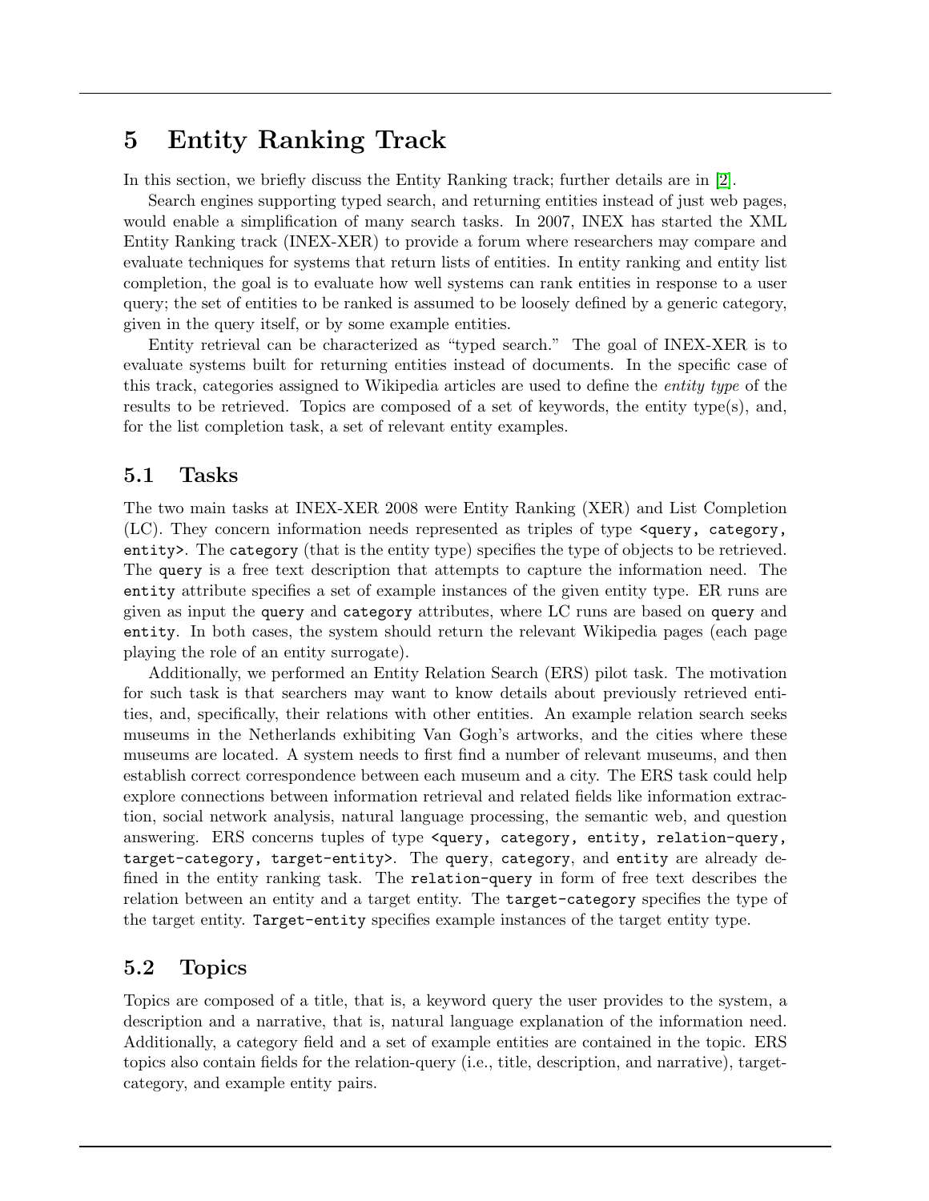# 5 Entity Ranking Track

In this section, we briefly discuss the Entity Ranking track; further details are in [2].

Search engines supporting typed search, and returning entities instead of just web pages, would enable a simplification of many search tasks. In 2007, INEX has started the XML Entity Ranking track (INEX-XER) to provide a forum where researchers may compare and evaluate techniques for systems that return lists of entities. In entity ranking and entity list completion, the goal is to evaluate how well systems can rank entities in response to a user query; the set of entities to be ranked is assumed to be loosely defined by a generic category, given in the query itself, or by some example entities.

Entity retrieval can be characterized as "typed search." The goal of INEX-XER is to evaluate systems built for returning entities instead of documents. In the specific case of this track, categories assigned to Wikipedia articles are used to define the *entity type* of the results to be retrieved. Topics are composed of a set of keywords, the entity type(s), and, for the list completion task, a set of relevant entity examples.

## 5.1 Tasks

The two main tasks at INEX-XER 2008 were Entity Ranking (XER) and List Completion (LC). They concern information needs represented as triples of type `<query, category, entity>`. The `category` (that is the entity type) specifies the type of objects to be retrieved. The `query` is a free text description that attempts to capture the information need. The `entity` attribute specifies a set of example instances of the given entity type. ER runs are given as input the `query` and `category` attributes, where LC runs are based on `query` and `entity`. In both cases, the system should return the relevant Wikipedia pages (each page playing the role of an entity surrogate).

Additionally, we performed an Entity Relation Search (ERS) pilot task. The motivation for such task is that searchers may want to know details about previously retrieved entities, and, specifically, their relations with other entities. An example relation search seeks museums in the Netherlands exhibiting Van Gogh's artworks, and the cities where these museums are located. A system needs to first find a number of relevant museums, and then establish correct correspondence between each museum and a city. The ERS task could help explore connections between information retrieval and related fields like information extraction, social network analysis, natural language processing, the semantic web, and question answering. ERS concerns tuples of type `<query, category, entity, relation-query, target-category, target-entity>`. The `query`, `category`, and `entity` are already defined in the entity ranking task. The `relation-query` in form of free text describes the relation between an entity and a target entity. The `target-category` specifies the type of the target entity. `Target-entity` specifies example instances of the target entity type.

## 5.2 Topics

Topics are composed of a title, that is, a keyword query the user provides to the system, a description and a narrative, that is, natural language explanation of the information need. Additionally, a category field and a set of example entities are contained in the topic. ERS topics also contain fields for the relation-query (i.e., title, description, and narrative), target-category, and example entity pairs.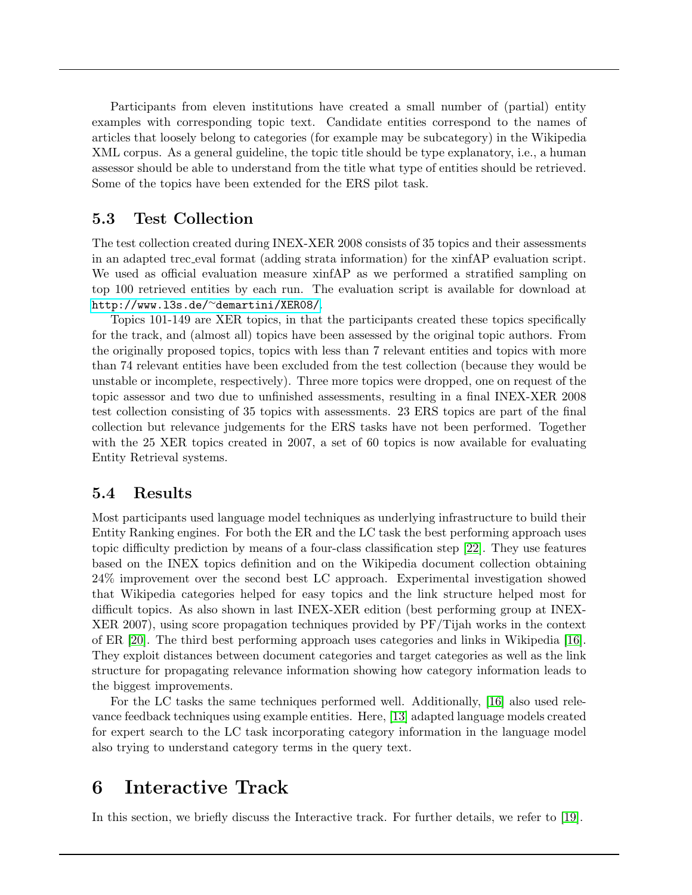Participants from eleven institutions have created a small number of (partial) entity examples with corresponding topic text. Candidate entities correspond to the names of articles that loosely belong to categories (for example may be subcategory) in the Wikipedia XML corpus. As a general guideline, the topic title should be type explanatory, i.e., a human assessor should be able to understand from the title what type of entities should be retrieved. Some of the topics have been extended for the ERS pilot task.

## 5.3 Test Collection

The test collection created during INEX-XER 2008 consists of 35 topics and their assessments in an adapted trec_eval format (adding strata information) for the xinfAP evaluation script. We used as official evaluation measure xinfAP as we performed a stratified sampling on top 100 retrieved entities by each run. The evaluation script is available for download at http://www.l3s.de/~demartini/XER08/.

Topics 101-149 are XER topics, in that the participants created these topics specifically for the track, and (almost all) topics have been assessed by the original topic authors. From the originally proposed topics, topics with less than 7 relevant entities and topics with more than 74 relevant entities have been excluded from the test collection (because they would be unstable or incomplete, respectively). Three more topics were dropped, one on request of the topic assessor and two due to unfinished assessments, resulting in a final INEX-XER 2008 test collection consisting of 35 topics with assessments. 23 ERS topics are part of the final collection but relevance judgements for the ERS tasks have not been performed. Together with the 25 XER topics created in 2007, a set of 60 topics is now available for evaluating Entity Retrieval systems.

## 5.4 Results

Most participants used language model techniques as underlying infrastructure to build their Entity Ranking engines. For both the ER and the LC task the best performing approach uses topic difficulty prediction by means of a four-class classification step [22]. They use features based on the INEX topics definition and on the Wikipedia document collection obtaining 24% improvement over the second best LC approach. Experimental investigation showed that Wikipedia categories helped for easy topics and the link structure helped most for difficult topics. As also shown in last INEX-XER edition (best performing group at INEX-XER 2007), using score propagation techniques provided by PF/Tijah works in the context of ER [20]. The third best performing approach uses categories and links in Wikipedia [16]. They exploit distances between document categories and target categories as well as the link structure for propagating relevance information showing how category information leads to the biggest improvements.

For the LC tasks the same techniques performed well. Additionally, [16] also used relevance feedback techniques using example entities. Here, [13] adapted language models created for expert search to the LC task incorporating category information in the language model also trying to understand category terms in the query text.

# 6 Interactive Track

In this section, we briefly discuss the Interactive track. For further details, we refer to [19].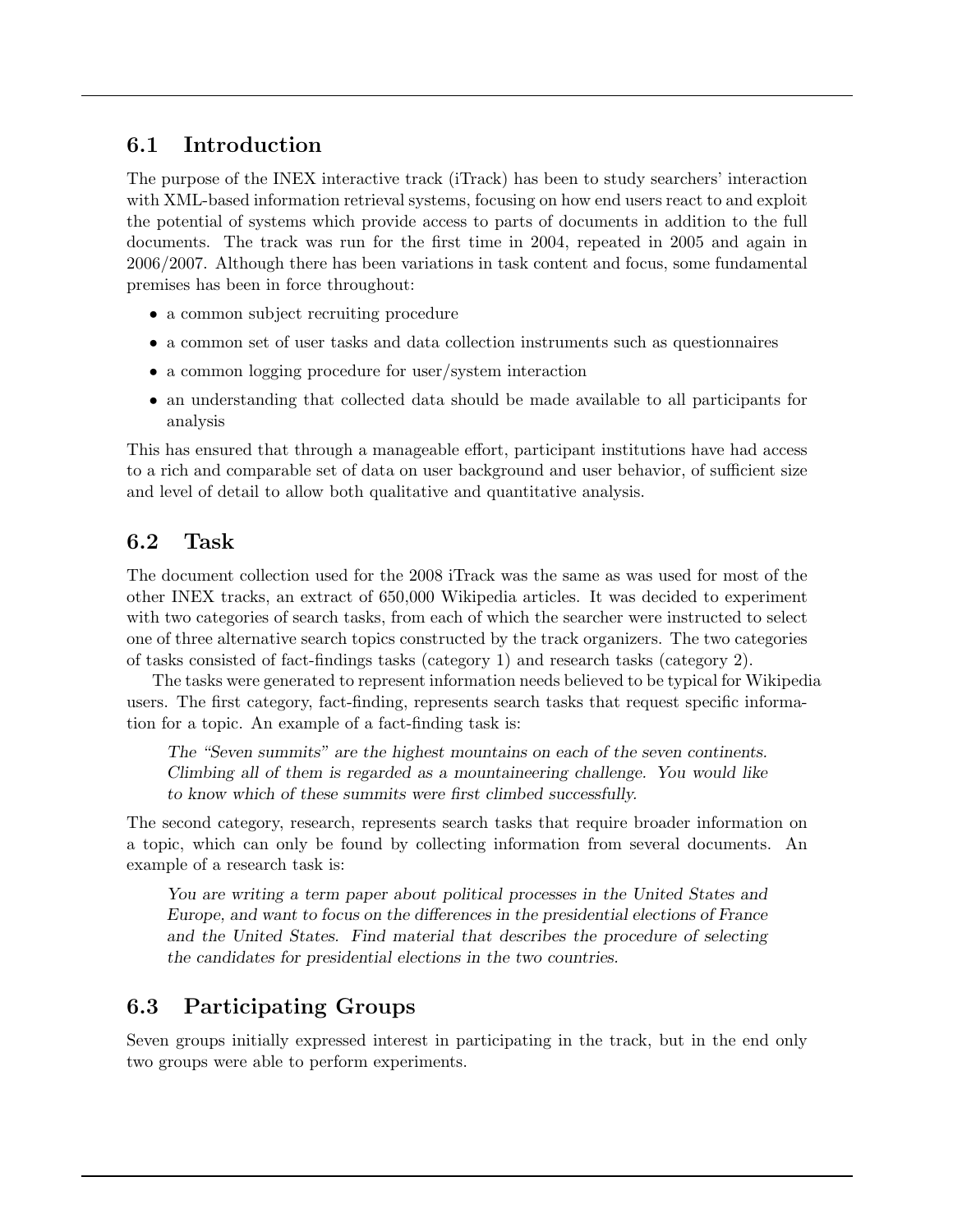## 6.1 Introduction

The purpose of the INEX interactive track (iTrack) has been to study searchers' interaction with XML-based information retrieval systems, focusing on how end users react to and exploit the potential of systems which provide access to parts of documents in addition to the full documents. The track was run for the first time in 2004, repeated in 2005 and again in 2006/2007. Although there has been variations in task content and focus, some fundamental premises has been in force throughout:

- a common subject recruiting procedure
- a common set of user tasks and data collection instruments such as questionnaires
- a common logging procedure for user/system interaction
- an understanding that collected data should be made available to all participants for analysis

This has ensured that through a manageable effort, participant institutions have had access to a rich and comparable set of data on user background and user behavior, of sufficient size and level of detail to allow both qualitative and quantitative analysis.

## 6.2 Task

The document collection used for the 2008 iTrack was the same as was used for most of the other INEX tracks, an extract of 650,000 Wikipedia articles. It was decided to experiment with two categories of search tasks, from each of which the searcher were instructed to select one of three alternative search topics constructed by the track organizers. The two categories of tasks consisted of fact-findings tasks (category 1) and research tasks (category 2).

The tasks were generated to represent information needs believed to be typical for Wikipedia users. The first category, fact-finding, represents search tasks that request specific information for a topic. An example of a fact-finding task is:

> *The "Seven summits" are the highest mountains on each of the seven continents. Climbing all of them is regarded as a mountaineering challenge. You would like to know which of these summits were first climbed successfully.*

The second category, research, represents search tasks that require broader information on a topic, which can only be found by collecting information from several documents. An example of a research task is:

> *You are writing a term paper about political processes in the United States and Europe, and want to focus on the differences in the presidential elections of France and the United States. Find material that describes the procedure of selecting the candidates for presidential elections in the two countries.*

## 6.3 Participating Groups

Seven groups initially expressed interest in participating in the track, but in the end only two groups were able to perform experiments.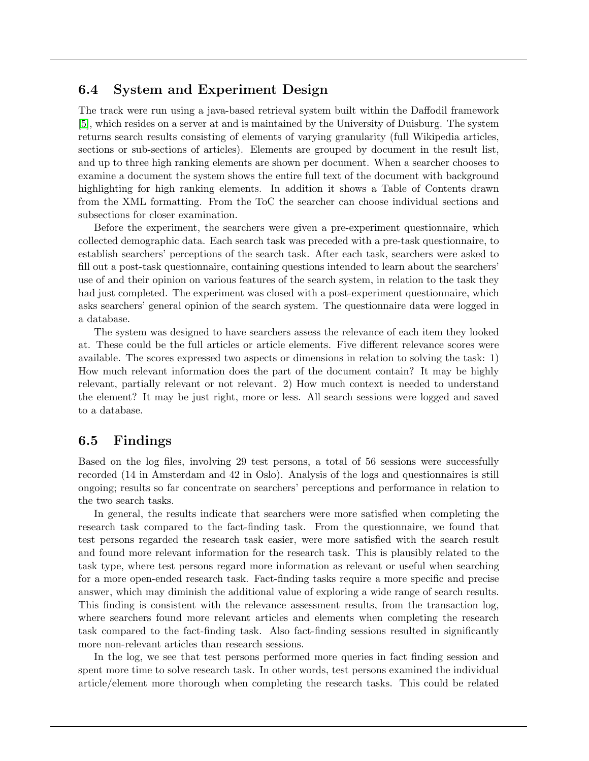## 6.4 System and Experiment Design

The track were run using a java-based retrieval system built within the Daffodil framework [5], which resides on a server at and is maintained by the University of Duisburg. The system returns search results consisting of elements of varying granularity (full Wikipedia articles, sections or sub-sections of articles). Elements are grouped by document in the result list, and up to three high ranking elements are shown per document. When a searcher chooses to examine a document the system shows the entire full text of the document with background highlighting for high ranking elements. In addition it shows a Table of Contents drawn from the XML formatting. From the ToC the searcher can choose individual sections and subsections for closer examination.

Before the experiment, the searchers were given a pre-experiment questionnaire, which collected demographic data. Each search task was preceded with a pre-task questionnaire, to establish searchers' perceptions of the search task. After each task, searchers were asked to fill out a post-task questionnaire, containing questions intended to learn about the searchers' use of and their opinion on various features of the search system, in relation to the task they had just completed. The experiment was closed with a post-experiment questionnaire, which asks searchers' general opinion of the search system. The questionnaire data were logged in a database.

The system was designed to have searchers assess the relevance of each item they looked at. These could be the full articles or article elements. Five different relevance scores were available. The scores expressed two aspects or dimensions in relation to solving the task: 1) How much relevant information does the part of the document contain? It may be highly relevant, partially relevant or not relevant. 2) How much context is needed to understand the element? It may be just right, more or less. All search sessions were logged and saved to a database.

## 6.5 Findings

Based on the log files, involving 29 test persons, a total of 56 sessions were successfully recorded (14 in Amsterdam and 42 in Oslo). Analysis of the logs and questionnaires is still ongoing; results so far concentrate on searchers' perceptions and performance in relation to the two search tasks.

In general, the results indicate that searchers were more satisfied when completing the research task compared to the fact-finding task. From the questionnaire, we found that test persons regarded the research task easier, were more satisfied with the search result and found more relevant information for the research task. This is plausibly related to the task type, where test persons regard more information as relevant or useful when searching for a more open-ended research task. Fact-finding tasks require a more specific and precise answer, which may diminish the additional value of exploring a wide range of search results. This finding is consistent with the relevance assessment results, from the transaction log, where searchers found more relevant articles and elements when completing the research task compared to the fact-finding task. Also fact-finding sessions resulted in significantly more non-relevant articles than research sessions.

In the log, we see that test persons performed more queries in fact finding session and spent more time to solve research task. In other words, test persons examined the individual article/element more thorough when completing the research tasks. This could be related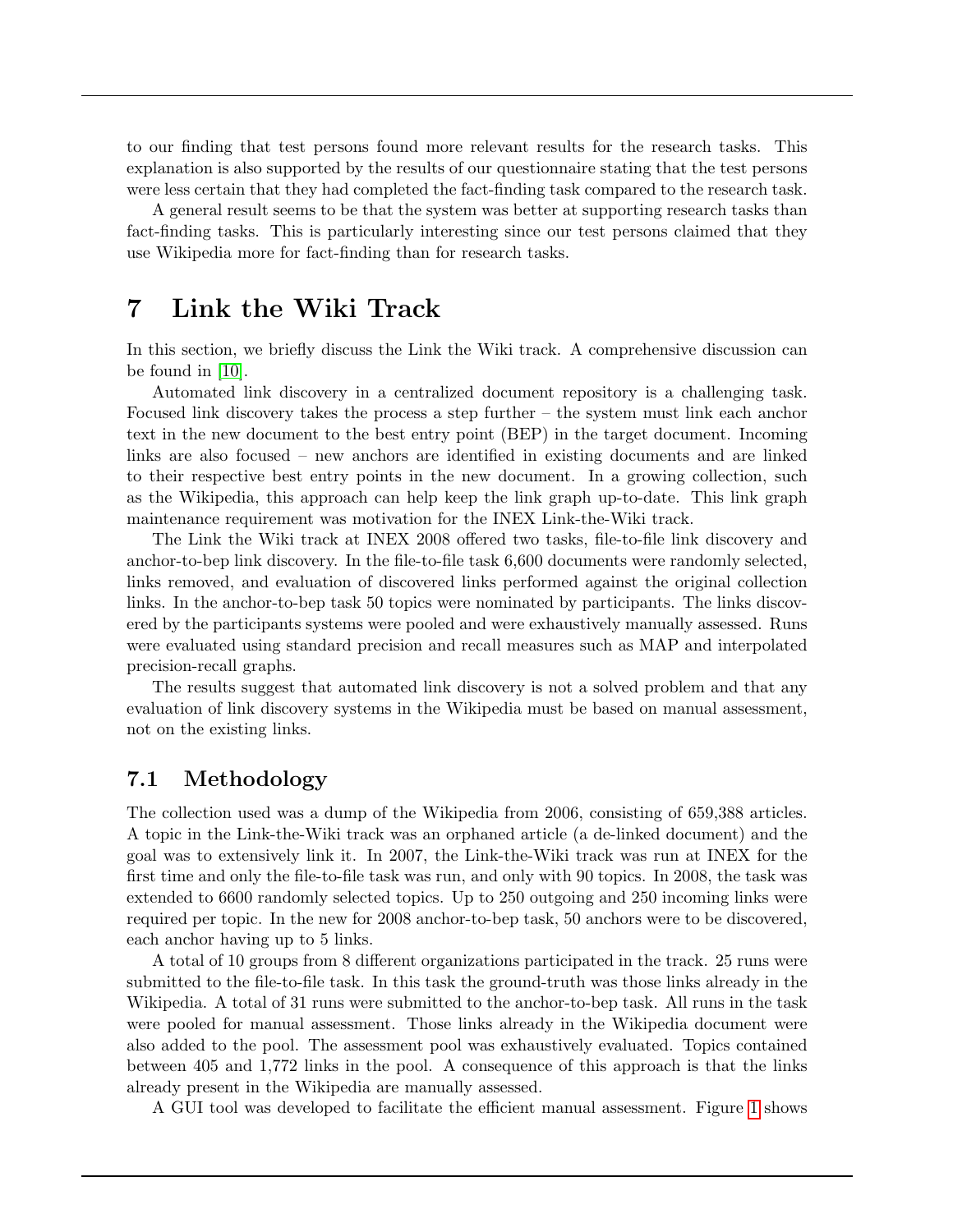to our finding that test persons found more relevant results for the research tasks. This explanation is also supported by the results of our questionnaire stating that the test persons were less certain that they had completed the fact-finding task compared to the research task.

A general result seems to be that the system was better at supporting research tasks than fact-finding tasks. This is particularly interesting since our test persons claimed that they use Wikipedia more for fact-finding than for research tasks.

# 7 Link the Wiki Track

In this section, we briefly discuss the Link the Wiki track. A comprehensive discussion can be found in [10].

Automated link discovery in a centralized document repository is a challenging task. Focused link discovery takes the process a step further – the system must link each anchor text in the new document to the best entry point (BEP) in the target document. Incoming links are also focused – new anchors are identified in existing documents and are linked to their respective best entry points in the new document. In a growing collection, such as the Wikipedia, this approach can help keep the link graph up-to-date. This link graph maintenance requirement was motivation for the INEX Link-the-Wiki track.

The Link the Wiki track at INEX 2008 offered two tasks, file-to-file link discovery and anchor-to-bep link discovery. In the file-to-file task 6,600 documents were randomly selected, links removed, and evaluation of discovered links performed against the original collection links. In the anchor-to-bep task 50 topics were nominated by participants. The links discovered by the participants systems were pooled and were exhaustively manually assessed. Runs were evaluated using standard precision and recall measures such as MAP and interpolated precision-recall graphs.

The results suggest that automated link discovery is not a solved problem and that any evaluation of link discovery systems in the Wikipedia must be based on manual assessment, not on the existing links.

## 7.1 Methodology

The collection used was a dump of the Wikipedia from 2006, consisting of 659,388 articles. A topic in the Link-the-Wiki track was an orphaned article (a de-linked document) and the goal was to extensively link it. In 2007, the Link-the-Wiki track was run at INEX for the first time and only the file-to-file task was run, and only with 90 topics. In 2008, the task was extended to 6600 randomly selected topics. Up to 250 outgoing and 250 incoming links were required per topic. In the new for 2008 anchor-to-bep task, 50 anchors were to be discovered, each anchor having up to 5 links.

A total of 10 groups from 8 different organizations participated in the track. 25 runs were submitted to the file-to-file task. In this task the ground-truth was those links already in the Wikipedia. A total of 31 runs were submitted to the anchor-to-bep task. All runs in the task were pooled for manual assessment. Those links already in the Wikipedia document were also added to the pool. The assessment pool was exhaustively evaluated. Topics contained between 405 and 1,772 links in the pool. A consequence of this approach is that the links already present in the Wikipedia are manually assessed.

A GUI tool was developed to facilitate the efficient manual assessment. Figure 1 shows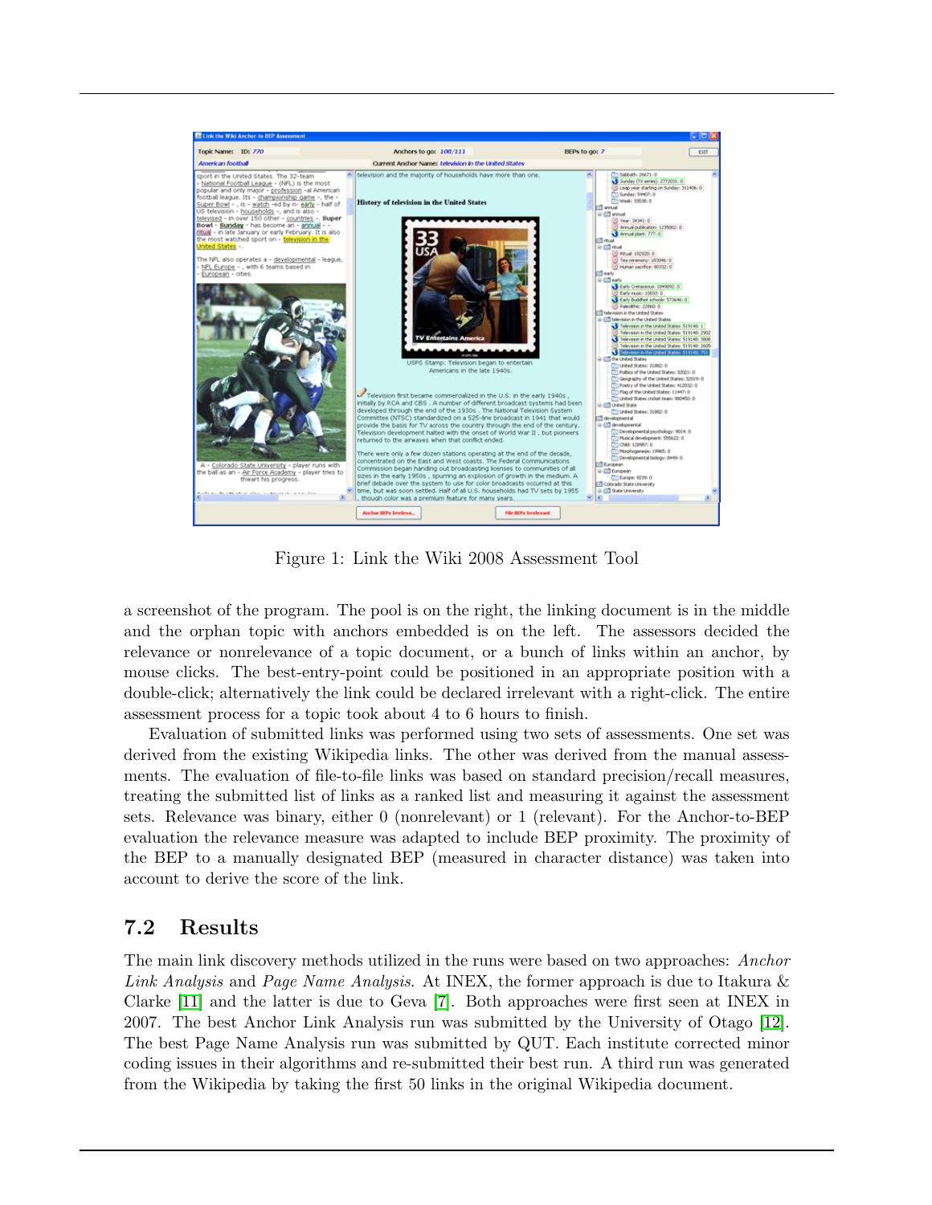Figure 1: Link the Wiki 2008 Assessment Tool

a screenshot of the program. The pool is on the right, the linking document is in the middle and the orphan topic with anchors embedded is on the left. The assessors decided the relevance or nonrelevance of a topic document, or a bunch of links within an anchor, by mouse clicks. The best-entry-point could be positioned in an appropriate position with a double-click; alternatively the link could be declared irrelevant with a right-click. The entire assessment process for a topic took about 4 to 6 hours to finish.

Evaluation of submitted links was performed using two sets of assessments. One set was derived from the existing Wikipedia links. The other was derived from the manual assessments. The evaluation of file-to-file links was based on standard precision/recall measures, treating the submitted list of links as a ranked list and measuring it against the assessment sets. Relevance was binary, either 0 (nonrelevant) or 1 (relevant). For the Anchor-to-BEP evaluation the relevance measure was adapted to include BEP proximity. The proximity of the BEP to a manually designated BEP (measured in character distance) was taken into account to derive the score of the link.

## 7.2 Results

The main link discovery methods utilized in the runs were based on two approaches: *Anchor Link Analysis* and *Page Name Analysis*. At INEX, the former approach is due to Itakura & Clarke [11] and the latter is due to Geva [7]. Both approaches were first seen at INEX in 2007. The best Anchor Link Analysis run was submitted by the University of Otago [12]. The best Page Name Analysis run was submitted by QUT. Each institute corrected minor coding issues in their algorithms and re-submitted their best run. A third run was generated from the Wikipedia by taking the first 50 links in the original Wikipedia document.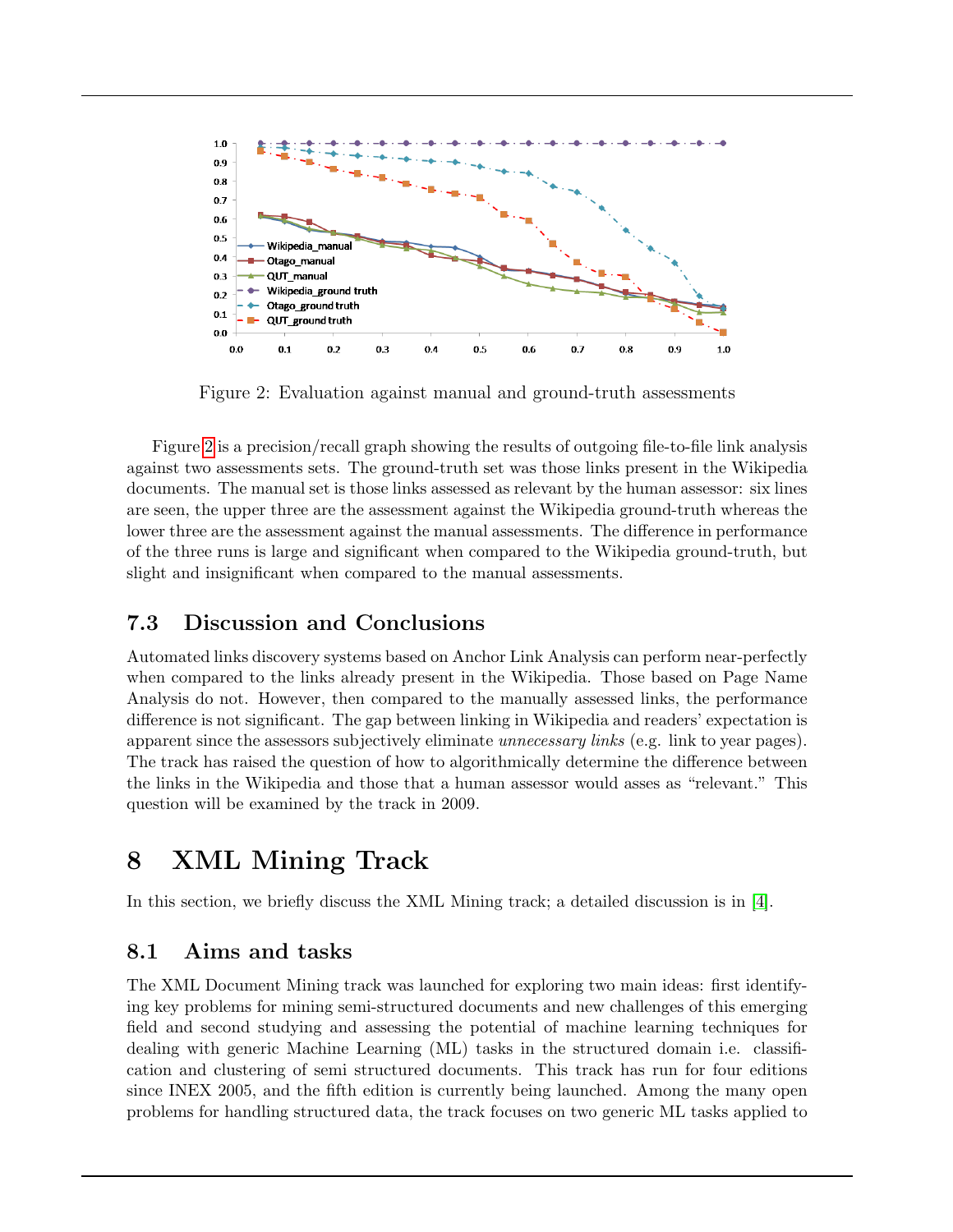Figure 2: Evaluation against manual and ground-truth assessments

Figure 2 is a precision/recall graph showing the results of outgoing file-to-file link analysis against two assessments sets. The ground-truth set was those links present in the Wikipedia documents. The manual set is those links assessed as relevant by the human assessor: six lines are seen, the upper three are the assessment against the Wikipedia ground-truth whereas the lower three are the assessment against the manual assessments. The difference in performance of the three runs is large and significant when compared to the Wikipedia ground-truth, but slight and insignificant when compared to the manual assessments.

### 7.3 Discussion and Conclusions

Automated links discovery systems based on Anchor Link Analysis can perform near-perfectly when compared to the links already present in the Wikipedia. Those based on Page Name Analysis do not. However, then compared to the manually assessed links, the performance difference is not significant. The gap between linking in Wikipedia and readers' expectation is apparent since the assessors subjectively eliminate *unnecessary links* (e.g. link to year pages). The track has raised the question of how to algorithmically determine the difference between the links in the Wikipedia and those that a human assessor would asses as "relevant." This question will be examined by the track in 2009.

## 8 XML Mining Track

In this section, we briefly discuss the XML Mining track; a detailed discussion is in [4].

### 8.1 Aims and tasks

The XML Document Mining track was launched for exploring two main ideas: first identifying key problems for mining semi-structured documents and new challenges of this emerging field and second studying and assessing the potential of machine learning techniques for dealing with generic Machine Learning (ML) tasks in the structured domain i.e. classification and clustering of semi structured documents. This track has run for four editions since INEX 2005, and the fifth edition is currently being launched. Among the many open problems for handling structured data, the track focuses on two generic ML tasks applied to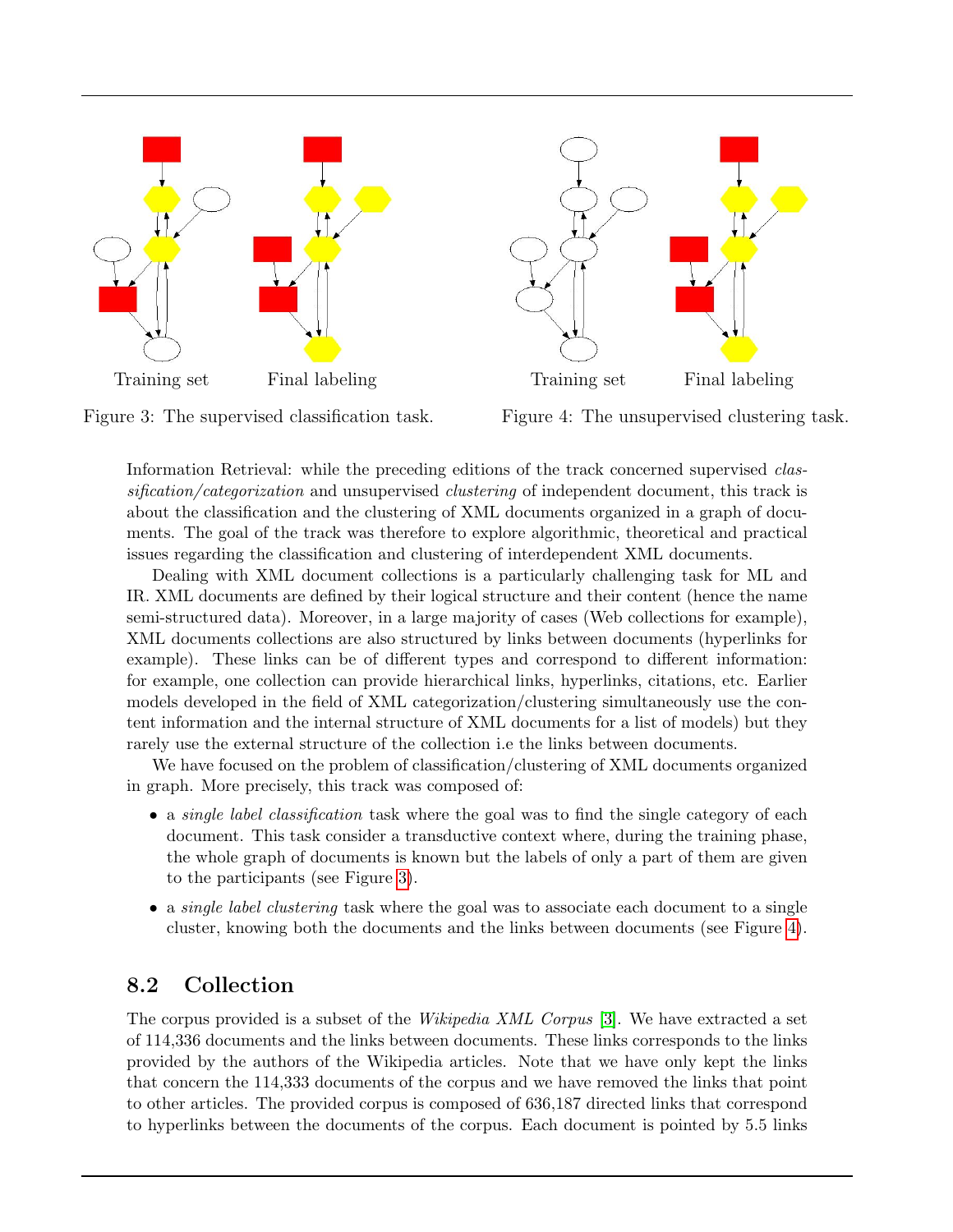Training set Final labeling

Figure 3: The supervised classification task.

Training set Final labeling

Figure 4: The unsupervised clustering task.

Information Retrieval: while the preceding editions of the track concerned supervised *classification/categorization* and unsupervised *clustering* of independent document, this track is about the classification and the clustering of XML documents organized in a graph of documents. The goal of the track was therefore to explore algorithmic, theoretical and practical issues regarding the classification and clustering of interdependent XML documents.

Dealing with XML document collections is a particularly challenging task for ML and IR. XML documents are defined by their logical structure and their content (hence the name semi-structured data). Moreover, in a large majority of cases (Web collections for example), XML documents collections are also structured by links between documents (hyperlinks for example). These links can be of different types and correspond to different information: for example, one collection can provide hierarchical links, hyperlinks, citations, etc. Earlier models developed in the field of XML categorization/clustering simultaneously use the content information and the internal structure of XML documents for a list of models) but they rarely use the external structure of the collection i.e the links between documents.

We have focused on the problem of classification/clustering of XML documents organized in graph. More precisely, this track was composed of:

- a *single label classification* task where the goal was to find the single category of each document. This task consider a transductive context where, during the training phase, the whole graph of documents is known but the labels of only a part of them are given to the participants (see Figure 3).
- a *single label clustering* task where the goal was to associate each document to a single cluster, knowing both the documents and the links between documents (see Figure 4).

## 8.2 Collection

The corpus provided is a subset of the *Wikipedia XML Corpus* [3]. We have extracted a set of 114,336 documents and the links between documents. These links corresponds to the links provided by the authors of the Wikipedia articles. Note that we have only kept the links that concern the 114,333 documents of the corpus and we have removed the links that point to other articles. The provided corpus is composed of 636,187 directed links that correspond to hyperlinks between the documents of the corpus. Each document is pointed by 5.5 links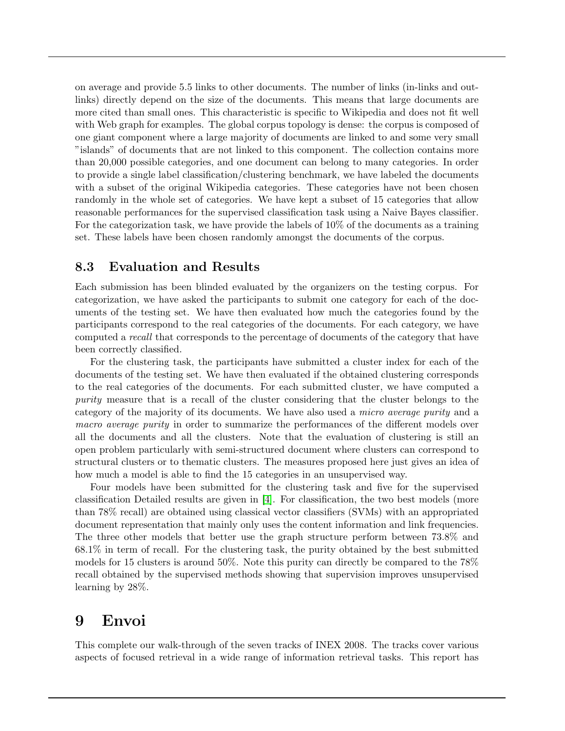on average and provide 5.5 links to other documents. The number of links (in-links and out-links) directly depend on the size of the documents. This means that large documents are more cited than small ones. This characteristic is specific to Wikipedia and does not fit well with Web graph for examples. The global corpus topology is dense: the corpus is composed of one giant component where a large majority of documents are linked to and some very small "islands" of documents that are not linked to this component. The collection contains more than 20,000 possible categories, and one document can belong to many categories. In order to provide a single label classification/clustering benchmark, we have labeled the documents with a subset of the original Wikipedia categories. These categories have not been chosen randomly in the whole set of categories. We have kept a subset of 15 categories that allow reasonable performances for the supervised classification task using a Naive Bayes classifier. For the categorization task, we have provide the labels of 10% of the documents as a training set. These labels have been chosen randomly amongst the documents of the corpus.

### 8.3 Evaluation and Results

Each submission has been blinded evaluated by the organizers on the testing corpus. For categorization, we have asked the participants to submit one category for each of the documents of the testing set. We have then evaluated how much the categories found by the participants correspond to the real categories of the documents. For each category, we have computed a *recall* that corresponds to the percentage of documents of the category that have been correctly classified.

For the clustering task, the participants have submitted a cluster index for each of the documents of the testing set. We have then evaluated if the obtained clustering corresponds to the real categories of the documents. For each submitted cluster, we have computed a *purity* measure that is a recall of the cluster considering that the cluster belongs to the category of the majority of its documents. We have also used a *micro average purity* and a *macro average purity* in order to summarize the performances of the different models over all the documents and all the clusters. Note that the evaluation of clustering is still an open problem particularly with semi-structured document where clusters can correspond to structural clusters or to thematic clusters. The measures proposed here just gives an idea of how much a model is able to find the 15 categories in an unsupervised way.

Four models have been submitted for the clustering task and five for the supervised classification Detailed results are given in [4]. For classification, the two best models (more than 78% recall) are obtained using classical vector classifiers (SVMs) with an appropriated document representation that mainly only uses the content information and link frequencies. The three other models that better use the graph structure perform between 73.8% and 68.1% in term of recall. For the clustering task, the purity obtained by the best submitted models for 15 clusters is around 50%. Note this purity can directly be compared to the 78% recall obtained by the supervised methods showing that supervision improves unsupervised learning by 28%.

## 9 Envoi

This complete our walk-through of the seven tracks of INEX 2008. The tracks cover various aspects of focused retrieval in a wide range of information retrieval tasks. This report has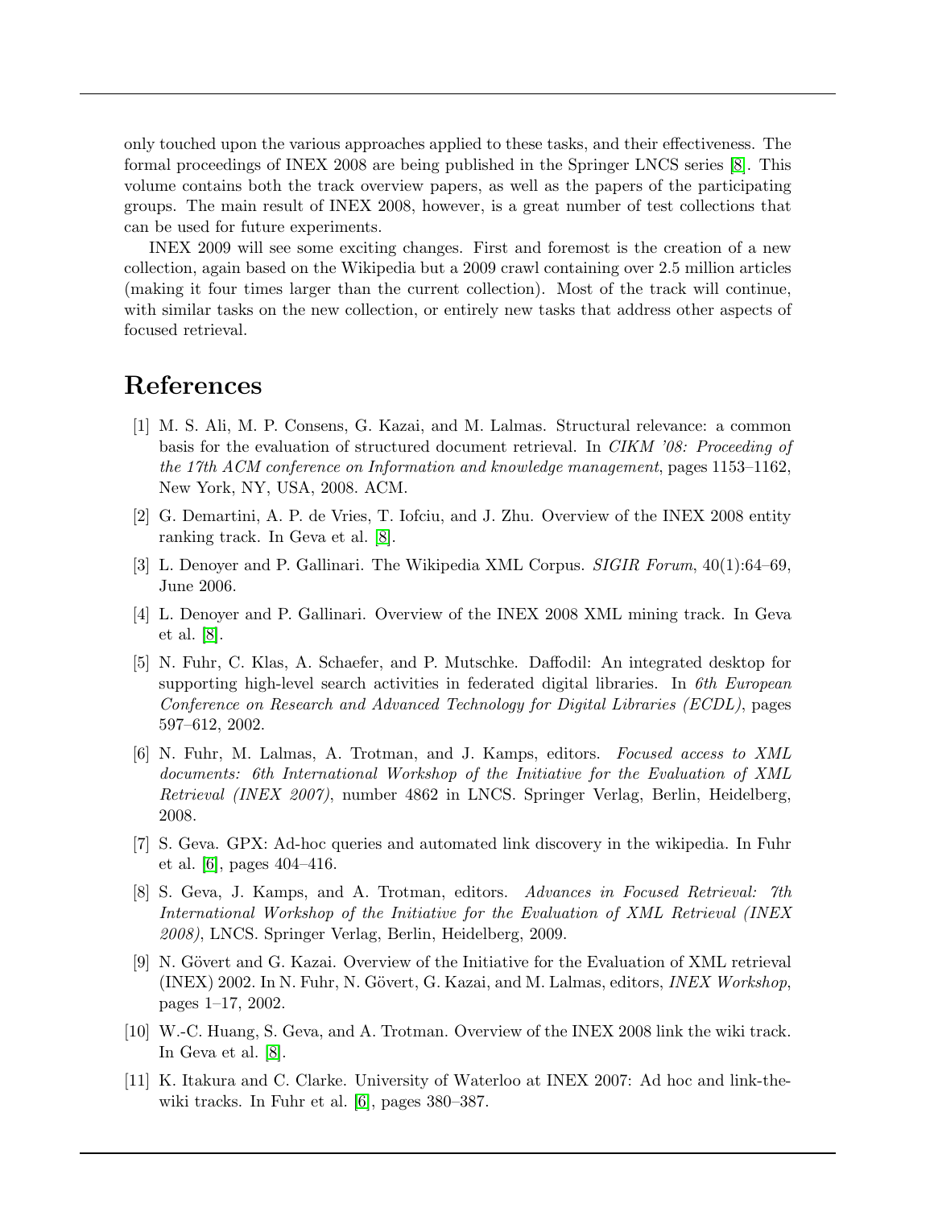only touched upon the various approaches applied to these tasks, and their effectiveness. The formal proceedings of INEX 2008 are being published in the Springer LNCS series [8]. This volume contains both the track overview papers, as well as the papers of the participating groups. The main result of INEX 2008, however, is a great number of test collections that can be used for future experiments.

INEX 2009 will see some exciting changes. First and foremost is the creation of a new collection, again based on the Wikipedia but a 2009 crawl containing over 2.5 million articles (making it four times larger than the current collection). Most of the track will continue, with similar tasks on the new collection, or entirely new tasks that address other aspects of focused retrieval.

# References

[1] M. S. Ali, M. P. Consens, G. Kazai, and M. Lalmas. Structural relevance: a common basis for the evaluation of structured document retrieval. In *CIKM '08: Proceeding of the 17th ACM conference on Information and knowledge management*, pages 1153–1162, New York, NY, USA, 2008. ACM.

[2] G. Demartini, A. P. de Vries, T. Iofciu, and J. Zhu. Overview of the INEX 2008 entity ranking track. In Geva et al. [8].

[3] L. Denoyer and P. Gallinari. The Wikipedia XML Corpus. *SIGIR Forum*, 40(1):64–69, June 2006.

[4] L. Denoyer and P. Gallinari. Overview of the INEX 2008 XML mining track. In Geva et al. [8].

[5] N. Fuhr, C. Klas, A. Schaefer, and P. Mutschke. Daffodil: An integrated desktop for supporting high-level search activities in federated digital libraries. In *6th European Conference on Research and Advanced Technology for Digital Libraries (ECDL)*, pages 597–612, 2002.

[6] N. Fuhr, M. Lalmas, A. Trotman, and J. Kamps, editors. *Focused access to XML documents: 6th International Workshop of the Initiative for the Evaluation of XML Retrieval (INEX 2007)*, number 4862 in LNCS. Springer Verlag, Berlin, Heidelberg, 2008.

[7] S. Geva. GPX: Ad-hoc queries and automated link discovery in the wikipedia. In Fuhr et al. [6], pages 404–416.

[8] S. Geva, J. Kamps, and A. Trotman, editors. *Advances in Focused Retrieval: 7th International Workshop of the Initiative for the Evaluation of XML Retrieval (INEX 2008)*, LNCS. Springer Verlag, Berlin, Heidelberg, 2009.

[9] N. Gövert and G. Kazai. Overview of the Initiative for the Evaluation of XML retrieval (INEX) 2002. In N. Fuhr, N. Gövert, G. Kazai, and M. Lalmas, editors, *INEX Workshop*, pages 1–17, 2002.

[10] W.-C. Huang, S. Geva, and A. Trotman. Overview of the INEX 2008 link the wiki track. In Geva et al. [8].

[11] K. Itakura and C. Clarke. University of Waterloo at INEX 2007: Ad hoc and link-the-wiki tracks. In Fuhr et al. [6], pages 380–387.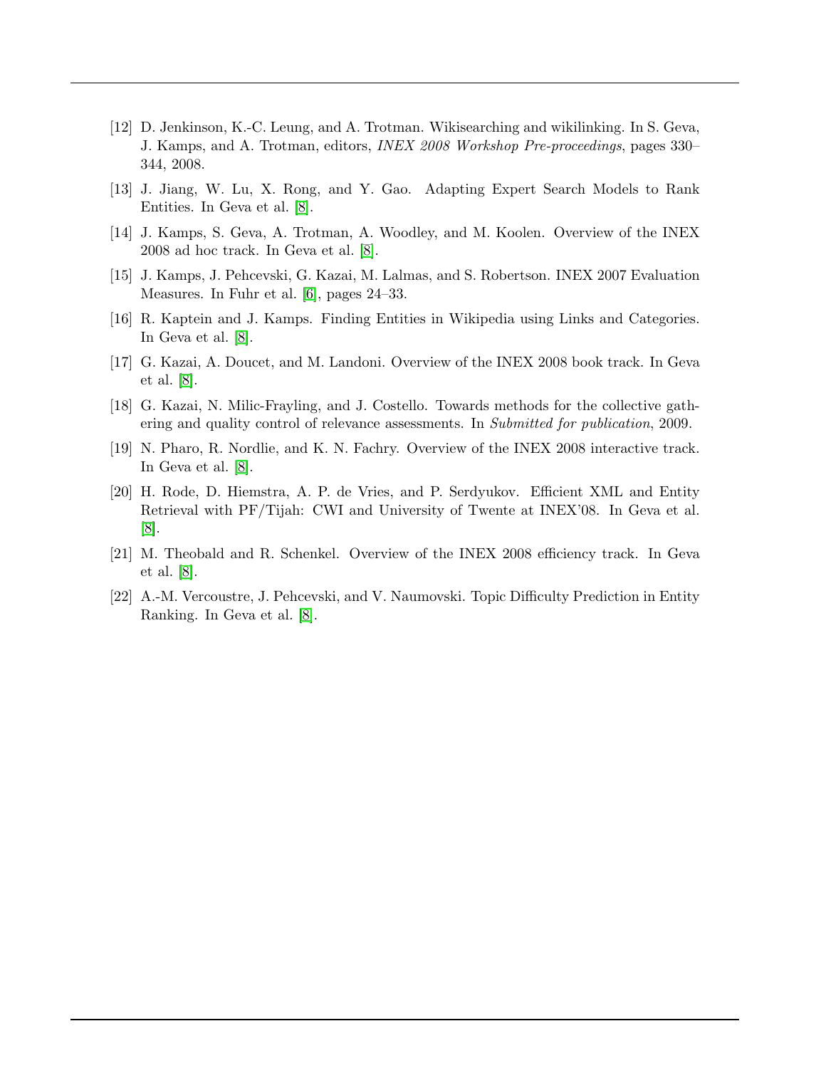[12] D. Jenkinson, K.-C. Leung, and A. Trotman. Wikisearching and wikilinking. In S. Geva, J. Kamps, and A. Trotman, editors, *INEX 2008 Workshop Pre-proceedings*, pages 330–344, 2008.

[13] J. Jiang, W. Lu, X. Rong, and Y. Gao. Adapting Expert Search Models to Rank Entities. In Geva et al. [8].

[14] J. Kamps, S. Geva, A. Trotman, A. Woodley, and M. Koolen. Overview of the INEX 2008 ad hoc track. In Geva et al. [8].

[15] J. Kamps, J. Pehcevski, G. Kazai, M. Lalmas, and S. Robertson. INEX 2007 Evaluation Measures. In Fuhr et al. [6], pages 24–33.

[16] R. Kaptein and J. Kamps. Finding Entities in Wikipedia using Links and Categories. In Geva et al. [8].

[17] G. Kazai, A. Doucet, and M. Landoni. Overview of the INEX 2008 book track. In Geva et al. [8].

[18] G. Kazai, N. Milic-Frayling, and J. Costello. Towards methods for the collective gathering and quality control of relevance assessments. In *Submitted for publication*, 2009.

[19] N. Pharo, R. Nordlie, and K. N. Fachry. Overview of the INEX 2008 interactive track. In Geva et al. [8].

[20] H. Rode, D. Hiemstra, A. P. de Vries, and P. Serdyukov. Efficient XML and Entity Retrieval with PF/Tijah: CWI and University of Twente at INEX'08. In Geva et al. [8].

[21] M. Theobald and R. Schenkel. Overview of the INEX 2008 efficiency track. In Geva et al. [8].

[22] A.-M. Vercoustre, J. Pehcevski, and V. Naumovski. Topic Difficulty Prediction in Entity Ranking. In Geva et al. [8].